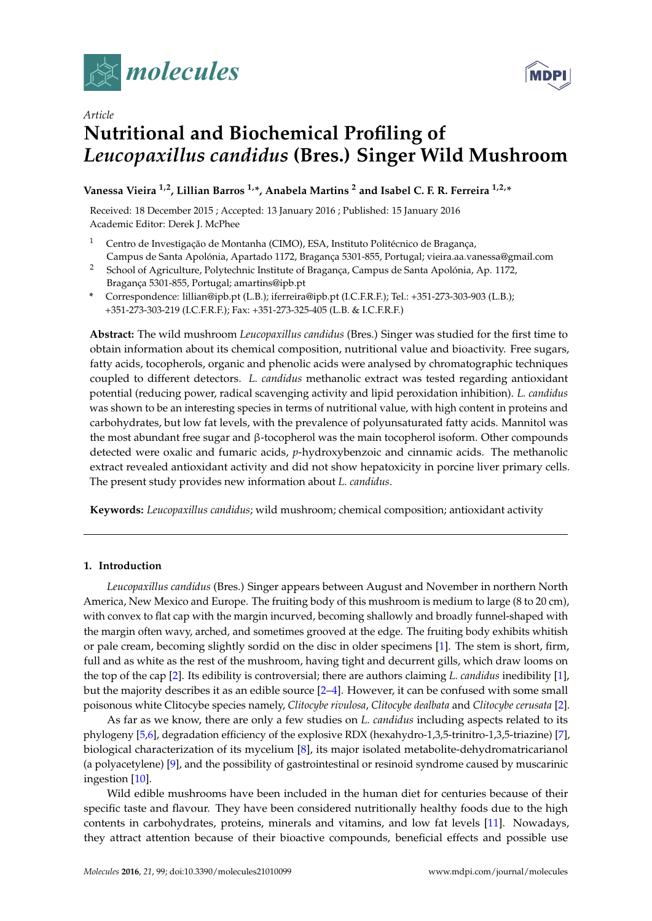*Article*

# Nutritional and Biochemical Profiling of *Leucopaxillus candidus* (Bres.) Singer Wild Mushroom

**Vanessa Vieira [1,2], Lillian Barros [1,*], Anabela Martins [2] and Isabel C. F. R. Ferreira [1,2,*]**

Received: 18 December 2015 ; Accepted: 13 January 2016 ; Published: 15 January 2016
Academic Editor: Derek J. McPhee

[1] Centro de Investigação de Montanha (CIMO), ESA, Instituto Politécnico de Bragança, Campus de Santa Apolónia, Apartado 1172, Bragança 5301-855, Portugal; vieira.aa.vanessa@gmail.com

[2] School of Agriculture, Polytechnic Institute of Bragança, Campus de Santa Apolónia, Ap. 1172, Bragança 5301-855, Portugal; amartins@ipb.pt

\* Correspondence: lillian@ipb.pt (L.B.); iferreira@ipb.pt (I.C.F.R.F.); Tel.: +351-273-303-903 (L.B.); +351-273-303-219 (I.C.F.R.F.); Fax: +351-273-325-405 (L.B. & I.C.F.R.F.)

**Abstract:** The wild mushroom *Leucopaxillus candidus* (Bres.) Singer was studied for the first time to obtain information about its chemical composition, nutritional value and bioactivity. Free sugars, fatty acids, tocopherols, organic and phenolic acids were analysed by chromatographic techniques coupled to different detectors. *L. candidus* methanolic extract was tested regarding antioxidant potential (reducing power, radical scavenging activity and lipid peroxidation inhibition). *L. candidus* was shown to be an interesting species in terms of nutritional value, with high content in proteins and carbohydrates, but low fat levels, with the prevalence of polyunsaturated fatty acids. Mannitol was the most abundant free sugar and β-tocopherol was the main tocopherol isoform. Other compounds detected were oxalic and fumaric acids, *p*-hydroxybenzoic and cinnamic acids. The methanolic extract revealed antioxidant activity and did not show hepatoxicity in porcine liver primary cells. The present study provides new information about *L. candidus*.

**Keywords:** *Leucopaxillus candidus*; wild mushroom; chemical composition; antioxidant activity

## 1. Introduction

*Leucopaxillus candidus* (Bres.) Singer appears between August and November in northern North America, New Mexico and Europe. The fruiting body of this mushroom is medium to large (8 to 20 cm), with convex to flat cap with the margin incurved, becoming shallowly and broadly funnel-shaped with the margin often wavy, arched, and sometimes grooved at the edge. The fruiting body exhibits whitish or pale cream, becoming slightly sordid on the disc in older specimens [1]. The stem is short, firm, full and as white as the rest of the mushroom, having tight and decurrent gills, which draw looms on the top of the cap [2]. Its edibility is controversial; there are authors claiming *L. candidus* inedibility [1], but the majority describes it as an edible source [2–4]. However, it can be confused with some small poisonous white Clitocybe species namely, *Clitocybe rivulosa*, *Clitocybe dealbata* and *Clitocybe cerusata* [2].

As far as we know, there are only a few studies on *L. candidus* including aspects related to its phylogeny [5,6], degradation efficiency of the explosive RDX (hexahydro-1,3,5-trinitro-1,3,5-triazine) [7], biological characterization of its mycelium [8], its major isolated metabolite-dehydromatricarianol (a polyacetylene) [9], and the possibility of gastrointestinal or resinoid syndrome caused by muscarinic ingestion [10].

Wild edible mushrooms have been included in the human diet for centuries because of their specific taste and flavour. They have been considered nutritionally healthy foods due to the high contents in carbohydrates, proteins, minerals and vitamins, and low fat levels [11]. Nowadays, they attract attention because of their bioactive compounds, beneficial effects and possible use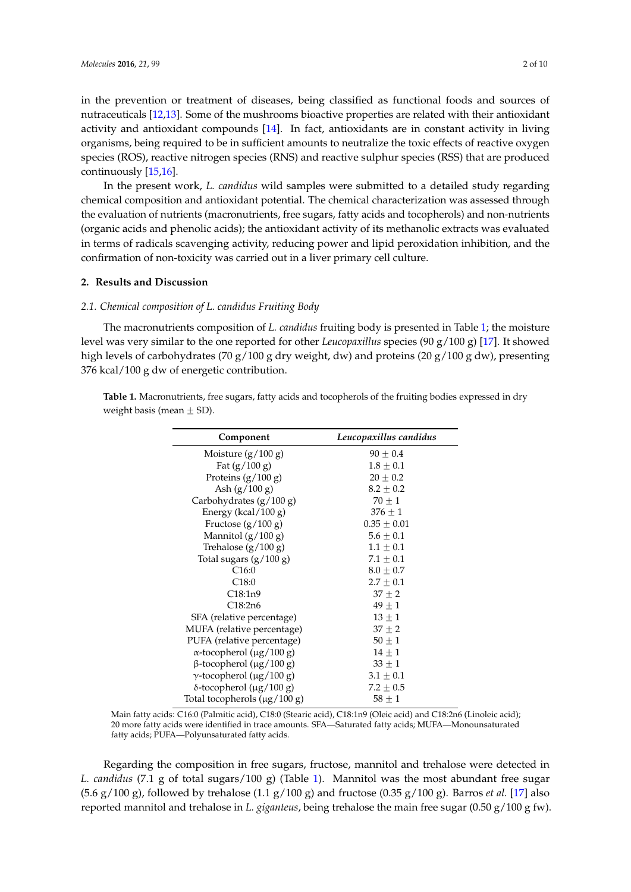in the prevention or treatment of diseases, being classified as functional foods and sources of nutraceuticals [12,13]. Some of the mushrooms bioactive properties are related with their antioxidant activity and antioxidant compounds [14]. In fact, antioxidants are in constant activity in living organisms, being required to be in sufficient amounts to neutralize the toxic effects of reactive oxygen species (ROS), reactive nitrogen species (RNS) and reactive sulphur species (RSS) that are produced continuously [15,16].

In the present work, *L. candidus* wild samples were submitted to a detailed study regarding chemical composition and antioxidant potential. The chemical characterization was assessed through the evaluation of nutrients (macronutrients, free sugars, fatty acids and tocopherols) and non-nutrients (organic acids and phenolic acids); the antioxidant activity of its methanolic extracts was evaluated in terms of radicals scavenging activity, reducing power and lipid peroxidation inhibition, and the confirmation of non-toxicity was carried out in a liver primary cell culture.

## 2. Results and Discussion

### 2.1. Chemical composition of *L. candidus* Fruiting Body

The macronutrients composition of *L. candidus* fruiting body is presented in Table 1; the moisture level was very similar to the one reported for other *Leucopaxillus* species (90 g/100 g) [17]. It showed high levels of carbohydrates (70 g/100 g dry weight, dw) and proteins (20 g/100 g dw), presenting 376 kcal/100 g dw of energetic contribution.

**Table 1.** Macronutrients, free sugars, fatty acids and tocopherols of the fruiting bodies expressed in dry weight basis (mean ± SD).

| Component | *Leucopaxillus candidus* |
|---|---|
| Moisture (g/100 g) | 90 ± 0.4 |
| Fat (g/100 g) | 1.8 ± 0.1 |
| Proteins (g/100 g) | 20 ± 0.2 |
| Ash (g/100 g) | 8.2 ± 0.2 |
| Carbohydrates (g/100 g) | 70 ± 1 |
| Energy (kcal/100 g) | 376 ± 1 |
| Fructose (g/100 g) | 0.35 ± 0.01 |
| Mannitol (g/100 g) | 5.6 ± 0.1 |
| Trehalose (g/100 g) | 1.1 ± 0.1 |
| Total sugars (g/100 g) | 7.1 ± 0.1 |
| C16:0 | 8.0 ± 0.7 |
| C18:0 | 2.7 ± 0.1 |
| C18:1n9 | 37 ± 2 |
| C18:2n6 | 49 ± 1 |
| SFA (relative percentage) | 13 ± 1 |
| MUFA (relative percentage) | 37 ± 2 |
| PUFA (relative percentage) | 50 ± 1 |
| α-tocopherol (μg/100 g) | 14 ± 1 |
| β-tocopherol (μg/100 g) | 33 ± 1 |
| γ-tocopherol (μg/100 g) | 3.1 ± 0.1 |
| δ-tocopherol (μg/100 g) | 7.2 ± 0.5 |
| Total tocopherols (μg/100 g) | 58 ± 1 |

Main fatty acids: C16:0 (Palmitic acid), C18:0 (Stearic acid), C18:1n9 (Oleic acid) and C18:2n6 (Linoleic acid); 20 more fatty acids were identified in trace amounts. SFA—Saturated fatty acids; MUFA—Monounsaturated fatty acids; PUFA—Polyunsaturated fatty acids.

Regarding the composition in free sugars, fructose, mannitol and trehalose were detected in *L. candidus* (7.1 g of total sugars/100 g) (Table 1). Mannitol was the most abundant free sugar (5.6 g/100 g), followed by trehalose (1.1 g/100 g) and fructose (0.35 g/100 g). Barros *et al.* [17] also reported mannitol and trehalose in *L. giganteus*, being trehalose the main free sugar (0.50 g/100 g fw).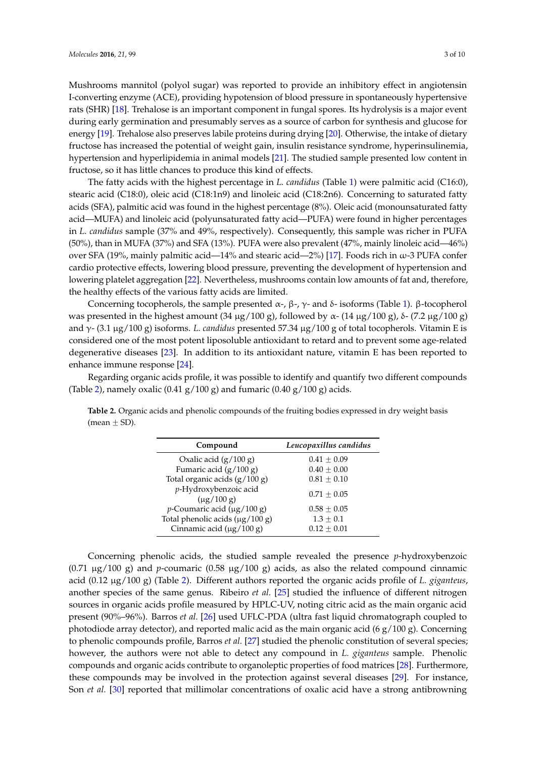Mushrooms mannitol (polyol sugar) was reported to provide an inhibitory effect in angiotensin I-converting enzyme (ACE), providing hypotension of blood pressure in spontaneously hypertensive rats (SHR) [18]. Trehalose is an important component in fungal spores. Its hydrolysis is a major event during early germination and presumably serves as a source of carbon for synthesis and glucose for energy [19]. Trehalose also preserves labile proteins during drying [20]. Otherwise, the intake of dietary fructose has increased the potential of weight gain, insulin resistance syndrome, hyperinsulinemia, hypertension and hyperlipidemia in animal models [21]. The studied sample presented low content in fructose, so it has little chances to produce this kind of effects.

The fatty acids with the highest percentage in *L. candidus* (Table 1) were palmitic acid (C16:0), stearic acid (C18:0), oleic acid (C18:1n9) and linoleic acid (C18:2n6). Concerning to saturated fatty acids (SFA), palmitic acid was found in the highest percentage (8%). Oleic acid (monounsaturated fatty acid—MUFA) and linoleic acid (polyunsaturated fatty acid—PUFA) were found in higher percentages in *L. candidus* sample (37% and 49%, respectively). Consequently, this sample was richer in PUFA (50%), than in MUFA (37%) and SFA (13%). PUFA were also prevalent (47%, mainly linoleic acid—46%) over SFA (19%, mainly palmitic acid—14% and stearic acid—2%) [17]. Foods rich in ω-3 PUFA confer cardio protective effects, lowering blood pressure, preventing the development of hypertension and lowering platelet aggregation [22]. Nevertheless, mushrooms contain low amounts of fat and, therefore, the healthy effects of the various fatty acids are limited.

Concerning tocopherols, the sample presented α-, β-, γ- and δ- isoforms (Table 1). β-tocopherol was presented in the highest amount (34 μg/100 g), followed by α- (14 μg/100 g), δ- (7.2 μg/100 g) and γ- (3.1 μg/100 g) isoforms. *L. candidus* presented 57.34 μg/100 g of total tocopherols. Vitamin E is considered one of the most potent liposoluble antioxidant to retard and to prevent some age-related degenerative diseases [23]. In addition to its antioxidant nature, vitamin E has been reported to enhance immune response [24].

Regarding organic acids profile, it was possible to identify and quantify two different compounds (Table 2), namely oxalic (0.41 g/100 g) and fumaric (0.40 g/100 g) acids.

**Table 2.** Organic acids and phenolic compounds of the fruiting bodies expressed in dry weight basis (mean ± SD).

| Compound | *Leucopaxillus candidus* |
|---|---|
| Oxalic acid (g/100 g) | 0.41 ± 0.09 |
| Fumaric acid (g/100 g) | 0.40 ± 0.00 |
| Total organic acids (g/100 g) | 0.81 ± 0.10 |
| *p*-Hydroxybenzoic acid (μg/100 g) | 0.71 ± 0.05 |
| *p*-Coumaric acid (μg/100 g) | 0.58 ± 0.05 |
| Total phenolic acids (μg/100 g) | 1.3 ± 0.1 |
| Cinnamic acid (μg/100 g) | 0.12 ± 0.01 |

Concerning phenolic acids, the studied sample revealed the presence *p*-hydroxybenzoic (0.71 μg/100 g) and *p*-coumaric (0.58 μg/100 g) acids, as also the related compound cinnamic acid (0.12 μg/100 g) (Table 2). Different authors reported the organic acids profile of *L. giganteus*, another species of the same genus. Ribeiro *et al.* [25] studied the influence of different nitrogen sources in organic acids profile measured by HPLC-UV, noting citric acid as the main organic acid present (90%–96%). Barros *et al.* [26] used UFLC-PDA (ultra fast liquid chromatograph coupled to photodiode array detector), and reported malic acid as the main organic acid (6 g/100 g). Concerning to phenolic compounds profile, Barros *et al.* [27] studied the phenolic constitution of several species; however, the authors were not able to detect any compound in *L. giganteus* sample. Phenolic compounds and organic acids contribute to organoleptic properties of food matrices [28]. Furthermore, these compounds may be involved in the protection against several diseases [29]. For instance, Son *et al.* [30] reported that millimolar concentrations of oxalic acid have a strong antibrowning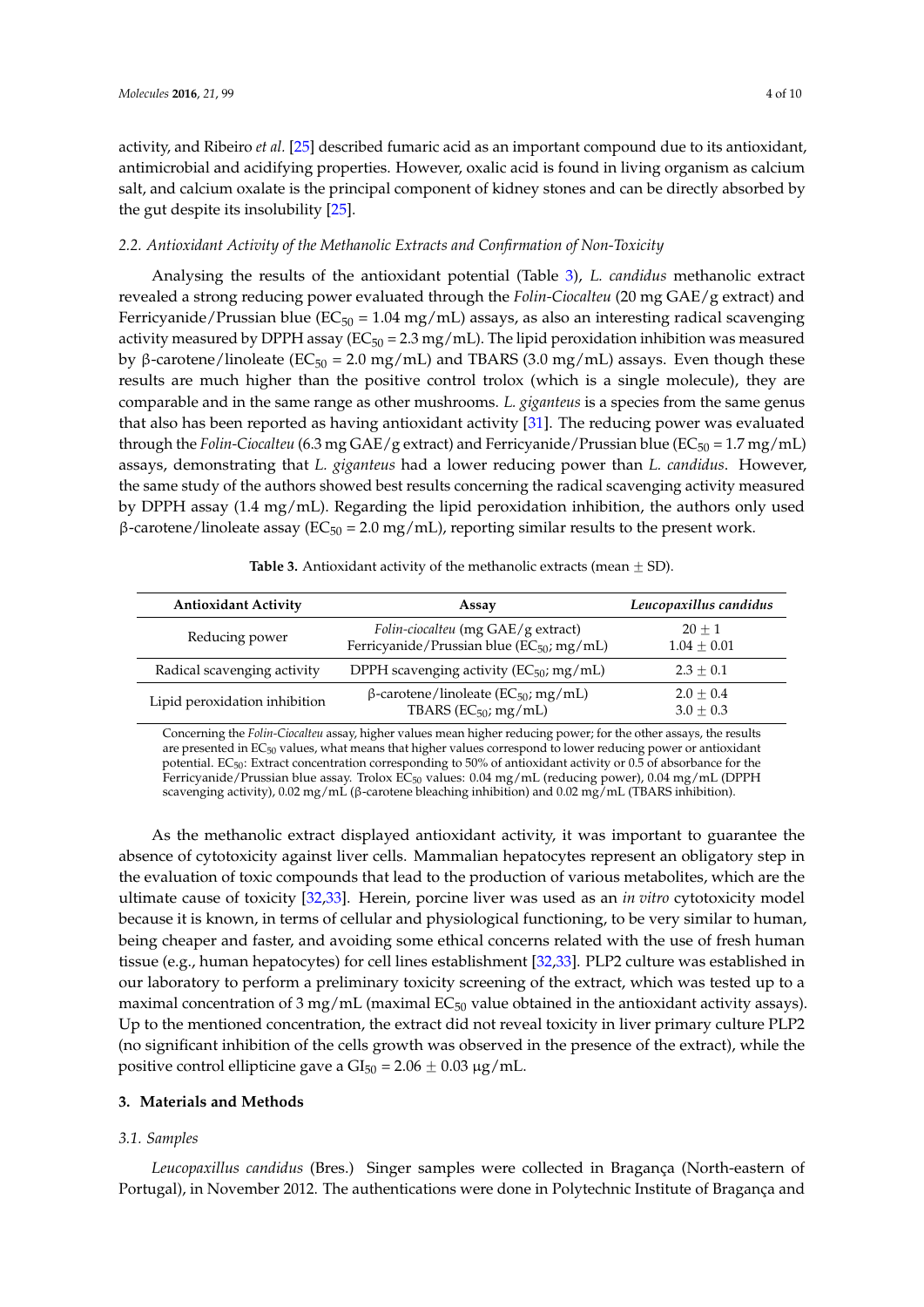activity, and Ribeiro *et al.* [25] described fumaric acid as an important compound due to its antioxidant, antimicrobial and acidifying properties. However, oxalic acid is found in living organism as calcium salt, and calcium oxalate is the principal component of kidney stones and can be directly absorbed by the gut despite its insolubility [25].

### 2.2. Antioxidant Activity of the Methanolic Extracts and Confirmation of Non-Toxicity

Analysing the results of the antioxidant potential (Table 3), *L. candidus* methanolic extract revealed a strong reducing power evaluated through the *Folin-Ciocalteu* (20 mg GAE/g extract) and Ferricyanide/Prussian blue ($EC_{50}$ = 1.04 mg/mL) assays, as also an interesting radical scavenging activity measured by DPPH assay ($EC_{50}$ = 2.3 mg/mL). The lipid peroxidation inhibition was measured by β-carotene/linoleate ($EC_{50}$ = 2.0 mg/mL) and TBARS (3.0 mg/mL) assays. Even though these results are much higher than the positive control trolox (which is a single molecule), they are comparable and in the same range as other mushrooms. *L. giganteus* is a species from the same genus that also has been reported as having antioxidant activity [31]. The reducing power was evaluated through the *Folin-Ciocalteu* (6.3 mg GAE/g extract) and Ferricyanide/Prussian blue ($EC_{50}$ = 1.7 mg/mL) assays, demonstrating that *L. giganteus* had a lower reducing power than *L. candidus*. However, the same study of the authors showed best results concerning the radical scavenging activity measured by DPPH assay (1.4 mg/mL). Regarding the lipid peroxidation inhibition, the authors only used β-carotene/linoleate assay ($EC_{50}$ = 2.0 mg/mL), reporting similar results to the present work.

**Table 3.** Antioxidant activity of the methanolic extracts (mean ± SD).

| Antioxidant Activity | Assay | *Leucopaxillus candidus* |
|---|---|---|
| Reducing power | *Folin-ciocalteu* (mg GAE/g extract) | 20 ± 1 |
| | Ferricyanide/Prussian blue ($EC_{50}$; mg/mL) | 1.04 ± 0.01 |
| Radical scavenging activity | DPPH scavenging activity ($EC_{50}$; mg/mL) | 2.3 ± 0.1 |
| Lipid peroxidation inhibition | β-carotene/linoleate ($EC_{50}$; mg/mL) | 2.0 ± 0.4 |
| | TBARS ($EC_{50}$; mg/mL) | 3.0 ± 0.3 |

Concerning the *Folin-Ciocalteu* assay, higher values mean higher reducing power; for the other assays, the results are presented in $EC_{50}$ values, what means that higher values correspond to lower reducing power or antioxidant potential. $EC_{50}$: Extract concentration corresponding to 50% of antioxidant activity or 0.5 of absorbance for the Ferricyanide/Prussian blue assay. Trolox $EC_{50}$ values: 0.04 mg/mL (reducing power), 0.04 mg/mL (DPPH scavenging activity), 0.02 mg/mL (β-carotene bleaching inhibition) and 0.02 mg/mL (TBARS inhibition).

As the methanolic extract displayed antioxidant activity, it was important to guarantee the absence of cytotoxicity against liver cells. Mammalian hepatocytes represent an obligatory step in the evaluation of toxic compounds that lead to the production of various metabolites, which are the ultimate cause of toxicity [32,33]. Herein, porcine liver was used as an *in vitro* cytotoxicity model because it is known, in terms of cellular and physiological functioning, to be very similar to human, being cheaper and faster, and avoiding some ethical concerns related with the use of fresh human tissue (e.g., human hepatocytes) for cell lines establishment [32,33]. PLP2 culture was established in our laboratory to perform a preliminary toxicity screening of the extract, which was tested up to a maximal concentration of 3 mg/mL (maximal $EC_{50}$ value obtained in the antioxidant activity assays). Up to the mentioned concentration, the extract did not reveal toxicity in liver primary culture PLP2 (no significant inhibition of the cells growth was observed in the presence of the extract), while the positive control ellipticine gave a $GI_{50}$ = 2.06 ± 0.03 μg/mL.

## 3. Materials and Methods

### 3.1. Samples

*Leucopaxillus candidus* (Bres.) Singer samples were collected in Bragança (North-eastern of Portugal), in November 2012. The authentications were done in Polytechnic Institute of Bragança and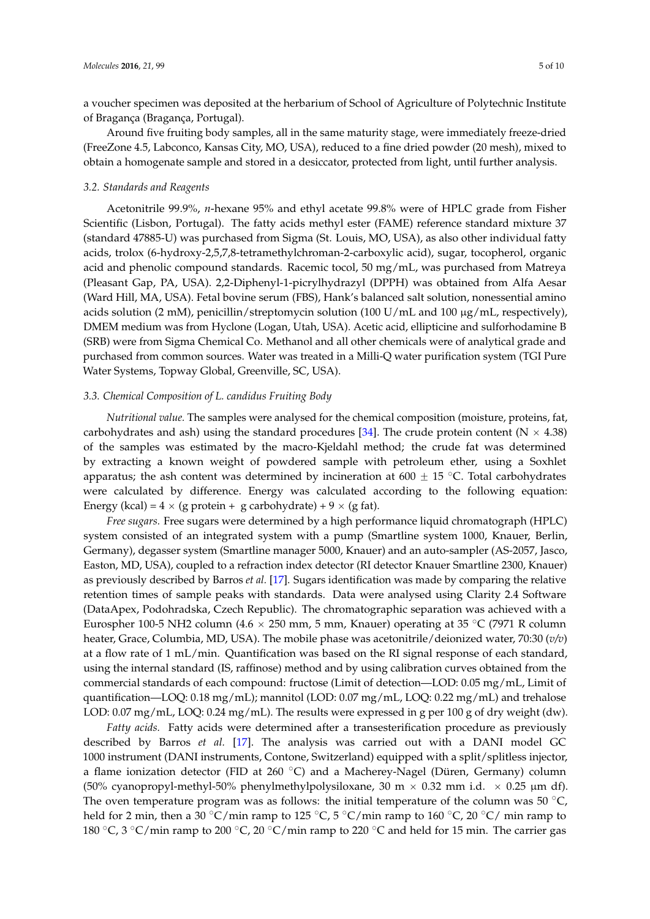a voucher specimen was deposited at the herbarium of School of Agriculture of Polytechnic Institute of Bragança (Bragança, Portugal).

Around five fruiting body samples, all in the same maturity stage, were immediately freeze-dried (FreeZone 4.5, Labconco, Kansas City, MO, USA), reduced to a fine dried powder (20 mesh), mixed to obtain a homogenate sample and stored in a desiccator, protected from light, until further analysis.

### 3.2. Standards and Reagents

Acetonitrile 99.9%, *n*-hexane 95% and ethyl acetate 99.8% were of HPLC grade from Fisher Scientific (Lisbon, Portugal). The fatty acids methyl ester (FAME) reference standard mixture 37 (standard 47885-U) was purchased from Sigma (St. Louis, MO, USA), as also other individual fatty acids, trolox (6-hydroxy-2,5,7,8-tetramethylchroman-2-carboxylic acid), sugar, tocopherol, organic acid and phenolic compound standards. Racemic tocol, 50 mg/mL, was purchased from Matreya (Pleasant Gap, PA, USA). 2,2-Diphenyl-1-picrylhydrazyl (DPPH) was obtained from Alfa Aesar (Ward Hill, MA, USA). Fetal bovine serum (FBS), Hank's balanced salt solution, nonessential amino acids solution (2 mM), penicillin/streptomycin solution (100 U/mL and 100 μg/mL, respectively), DMEM medium was from Hyclone (Logan, Utah, USA). Acetic acid, ellipticine and sulforhodamine B (SRB) were from Sigma Chemical Co. Methanol and all other chemicals were of analytical grade and purchased from common sources. Water was treated in a Milli-Q water purification system (TGI Pure Water Systems, Topway Global, Greenville, SC, USA).

### 3.3. Chemical Composition of *L. candidus* Fruiting Body

*Nutritional value.* The samples were analysed for the chemical composition (moisture, proteins, fat, carbohydrates and ash) using the standard procedures [34]. The crude protein content ($N \times 4.38$) of the samples was estimated by the macro-Kjeldahl method; the crude fat was determined by extracting a known weight of powdered sample with petroleum ether, using a Soxhlet apparatus; the ash content was determined by incineration at $600 \pm 15$ °C. Total carbohydrates were calculated by difference. Energy was calculated according to the following equation: Energy (kcal) = $4 \times$ (g protein + g carbohydrate) + $9 \times$ (g fat).

*Free sugars.* Free sugars were determined by a high performance liquid chromatograph (HPLC) system consisted of an integrated system with a pump (Smartline system 1000, Knauer, Berlin, Germany), degasser system (Smartline manager 5000, Knauer) and an auto-sampler (AS-2057, Jasco, Easton, MD, USA), coupled to a refraction index detector (RI detector Knauer Smartline 2300, Knauer) as previously described by Barros *et al.* [17]. Sugars identification was made by comparing the relative retention times of sample peaks with standards. Data were analysed using Clarity 2.4 Software (DataApex, Podohradska, Czech Republic). The chromatographic separation was achieved with a Eurospher 100-5 NH2 column ($4.6 \times 250$ mm, 5 mm, Knauer) operating at 35 °C (7971 R column heater, Grace, Columbia, MD, USA). The mobile phase was acetonitrile/deionized water, 70:30 (*v/v*) at a flow rate of 1 mL/min. Quantification was based on the RI signal response of each standard, using the internal standard (IS, raffinose) method and by using calibration curves obtained from the commercial standards of each compound: fructose (Limit of detection—LOD: 0.05 mg/mL, Limit of quantification—LOQ: 0.18 mg/mL); mannitol (LOD: 0.07 mg/mL, LOQ: 0.22 mg/mL) and trehalose LOD: 0.07 mg/mL, LOQ: 0.24 mg/mL). The results were expressed in g per 100 g of dry weight (dw).

*Fatty acids.* Fatty acids were determined after a transesterification procedure as previously described by Barros *et al.* [17]. The analysis was carried out with a DANI model GC 1000 instrument (DANI instruments, Contone, Switzerland) equipped with a split/splitless injector, a flame ionization detector (FID at 260 °C) and a Macherey-Nagel (Düren, Germany) column (50% cyanopropyl-methyl-50% phenylmethylpolysiloxane, 30 m $\times$ 0.32 mm i.d. $\times$ 0.25 μm df). The oven temperature program was as follows: the initial temperature of the column was 50 °C, held for 2 min, then a 30 °C/min ramp to 125 °C, 5 °C/min ramp to 160 °C, 20 °C/ min ramp to 180 °C, 3 °C/min ramp to 200 °C, 20 °C/min ramp to 220 °C and held for 15 min. The carrier gas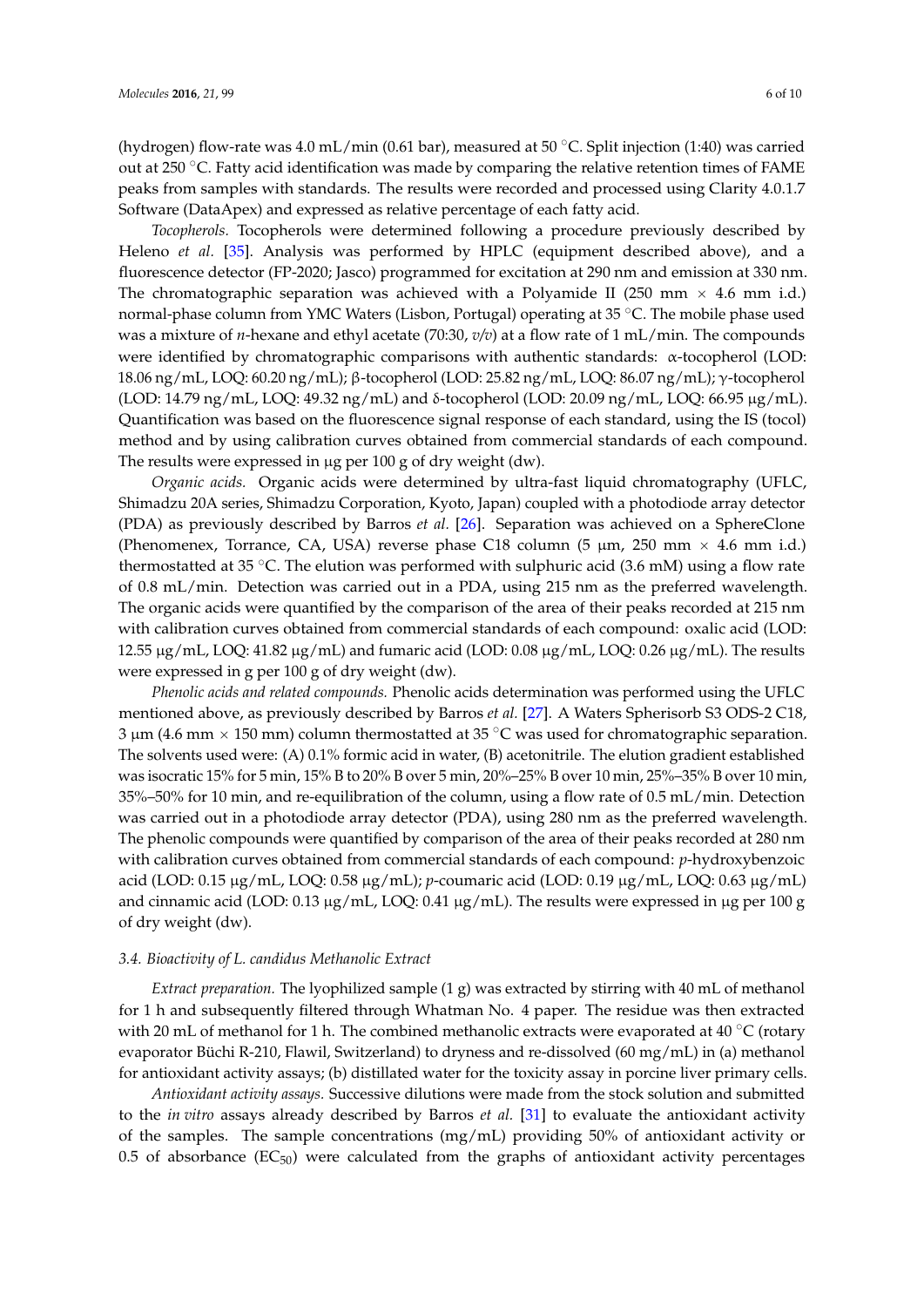(hydrogen) flow-rate was 4.0 mL/min (0.61 bar), measured at 50 °C. Split injection (1:40) was carried out at 250 °C. Fatty acid identification was made by comparing the relative retention times of FAME peaks from samples with standards. The results were recorded and processed using Clarity 4.0.1.7 Software (DataApex) and expressed as relative percentage of each fatty acid.

*Tocopherols.* Tocopherols were determined following a procedure previously described by Heleno *et al.* [35]. Analysis was performed by HPLC (equipment described above), and a fluorescence detector (FP-2020; Jasco) programmed for excitation at 290 nm and emission at 330 nm. The chromatographic separation was achieved with a Polyamide II (250 mm × 4.6 mm i.d.) normal-phase column from YMC Waters (Lisbon, Portugal) operating at 35 °C. The mobile phase used was a mixture of *n*-hexane and ethyl acetate (70:30, *v/v*) at a flow rate of 1 mL/min. The compounds were identified by chromatographic comparisons with authentic standards: α-tocopherol (LOD: 18.06 ng/mL, LOQ: 60.20 ng/mL); β-tocopherol (LOD: 25.82 ng/mL, LOQ: 86.07 ng/mL); γ-tocopherol (LOD: 14.79 ng/mL, LOQ: 49.32 ng/mL) and δ-tocopherol (LOD: 20.09 ng/mL, LOQ: 66.95 μg/mL). Quantification was based on the fluorescence signal response of each standard, using the IS (tocol) method and by using calibration curves obtained from commercial standards of each compound. The results were expressed in μg per 100 g of dry weight (dw).

*Organic acids.* Organic acids were determined by ultra-fast liquid chromatography (UFLC, Shimadzu 20A series, Shimadzu Corporation, Kyoto, Japan) coupled with a photodiode array detector (PDA) as previously described by Barros *et al.* [26]. Separation was achieved on a SphereClone (Phenomenex, Torrance, CA, USA) reverse phase C18 column (5 μm, 250 mm × 4.6 mm i.d.) thermostatted at 35 °C. The elution was performed with sulphuric acid (3.6 mM) using a flow rate of 0.8 mL/min. Detection was carried out in a PDA, using 215 nm as the preferred wavelength. The organic acids were quantified by the comparison of the area of their peaks recorded at 215 nm with calibration curves obtained from commercial standards of each compound: oxalic acid (LOD: 12.55 μg/mL, LOQ: 41.82 μg/mL) and fumaric acid (LOD: 0.08 μg/mL, LOQ: 0.26 μg/mL). The results were expressed in g per 100 g of dry weight (dw).

*Phenolic acids and related compounds.* Phenolic acids determination was performed using the UFLC mentioned above, as previously described by Barros *et al.* [27]. A Waters Spherisorb S3 ODS-2 C18, 3 μm (4.6 mm × 150 mm) column thermostatted at 35 °C was used for chromatographic separation. The solvents used were: (A) 0.1% formic acid in water, (B) acetonitrile. The elution gradient established was isocratic 15% for 5 min, 15% B to 20% B over 5 min, 20%–25% B over 10 min, 25%–35% B over 10 min, 35%–50% for 10 min, and re-equilibration of the column, using a flow rate of 0.5 mL/min. Detection was carried out in a photodiode array detector (PDA), using 280 nm as the preferred wavelength. The phenolic compounds were quantified by comparison of the area of their peaks recorded at 280 nm with calibration curves obtained from commercial standards of each compound: *p*-hydroxybenzoic acid (LOD: 0.15 μg/mL, LOQ: 0.58 μg/mL); *p*-coumaric acid (LOD: 0.19 μg/mL, LOQ: 0.63 μg/mL) and cinnamic acid (LOD: 0.13 μg/mL, LOQ: 0.41 μg/mL). The results were expressed in μg per 100 g of dry weight (dw).

### *3.4. Bioactivity of L. candidus Methanolic Extract*

*Extract preparation.* The lyophilized sample (1 g) was extracted by stirring with 40 mL of methanol for 1 h and subsequently filtered through Whatman No. 4 paper. The residue was then extracted with 20 mL of methanol for 1 h. The combined methanolic extracts were evaporated at 40 °C (rotary evaporator Büchi R-210, Flawil, Switzerland) to dryness and re-dissolved (60 mg/mL) in (a) methanol for antioxidant activity assays; (b) distilled water for the toxicity assay in porcine liver primary cells.

*Antioxidant activity assays.* Successive dilutions were made from the stock solution and submitted to the *in vitro* assays already described by Barros *et al.* [31] to evaluate the antioxidant activity of the samples. The sample concentrations (mg/mL) providing 50% of antioxidant activity or 0.5 of absorbance ($EC_{50}$) were calculated from the graphs of antioxidant activity percentages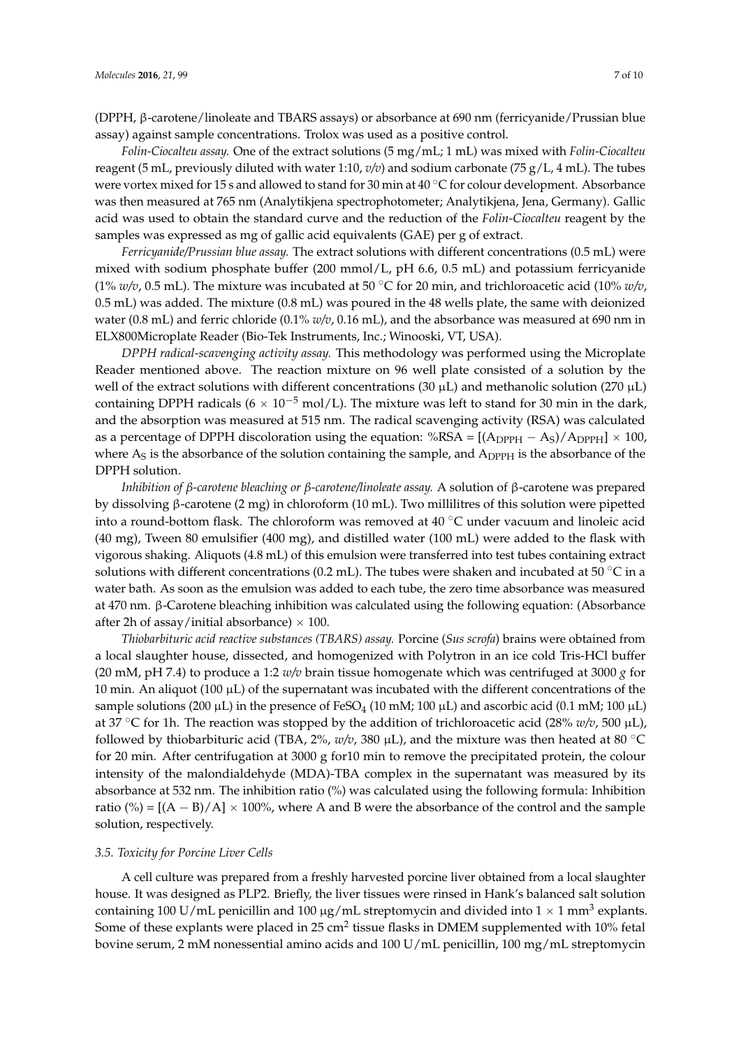(DPPH, β-carotene/linoleate and TBARS assays) or absorbance at 690 nm (ferricyanide/Prussian blue assay) against sample concentrations. Trolox was used as a positive control.

*Folin-Ciocalteu assay.* One of the extract solutions (5 mg/mL; 1 mL) was mixed with *Folin-Ciocalteu* reagent (5 mL, previously diluted with water 1:10, *v/v*) and sodium carbonate (75 g/L, 4 mL). The tubes were vortex mixed for 15 s and allowed to stand for 30 min at 40 °C for colour development. Absorbance was then measured at 765 nm (Analytikjena spectrophotometer; Analytikjena, Jena, Germany). Gallic acid was used to obtain the standard curve and the reduction of the *Folin-Ciocalteu* reagent by the samples was expressed as mg of gallic acid equivalents (GAE) per g of extract.

*Ferricyanide/Prussian blue assay.* The extract solutions with different concentrations (0.5 mL) were mixed with sodium phosphate buffer (200 mmol/L, pH 6.6, 0.5 mL) and potassium ferricyanide (1% *w/v*, 0.5 mL). The mixture was incubated at 50 °C for 20 min, and trichloroacetic acid (10% *w/v*, 0.5 mL) was added. The mixture (0.8 mL) was poured in the 48 wells plate, the same with deionized water (0.8 mL) and ferric chloride (0.1% *w/v*, 0.16 mL), and the absorbance was measured at 690 nm in ELX800Microplate Reader (Bio-Tek Instruments, Inc.; Winooski, VT, USA).

*DPPH radical-scavenging activity assay.* This methodology was performed using the Microplate Reader mentioned above. The reaction mixture on 96 well plate consisted of a solution by the well of the extract solutions with different concentrations (30 μL) and methanolic solution (270 μL) containing DPPH radicals ($6 \times 10^{-5}$ mol/L). The mixture was left to stand for 30 min in the dark, and the absorption was measured at 515 nm. The radical scavenging activity (RSA) was calculated as a percentage of DPPH discoloration using the equation: $\%RSA = [(A_{DPPH} - A_S)/A_{DPPH}] \times 100$, where $A_S$ is the absorbance of the solution containing the sample, and $A_{DPPH}$ is the absorbance of the DPPH solution.

*Inhibition of β-carotene bleaching or β-carotene/linoleate assay.* A solution of β-carotene was prepared by dissolving β-carotene (2 mg) in chloroform (10 mL). Two millilitres of this solution were pipetted into a round-bottom flask. The chloroform was removed at 40 °C under vacuum and linoleic acid (40 mg), Tween 80 emulsifier (400 mg), and distilled water (100 mL) were added to the flask with vigorous shaking. Aliquots (4.8 mL) of this emulsion were transferred into test tubes containing extract solutions with different concentrations (0.2 mL). The tubes were shaken and incubated at 50 °C in a water bath. As soon as the emulsion was added to each tube, the zero time absorbance was measured at 470 nm. β-Carotene bleaching inhibition was calculated using the following equation: (Absorbance after 2h of assay/initial absorbance) × 100.

*Thiobarbituric acid reactive substances (TBARS) assay.* Porcine (*Sus scrofa*) brains were obtained from a local slaughter house, dissected, and homogenized with Polytron in an ice cold Tris-HCl buffer (20 mM, pH 7.4) to produce a 1:2 *w/v* brain tissue homogenate which was centrifuged at 3000 *g* for 10 min. An aliquot (100 μL) of the supernatant was incubated with the different concentrations of the sample solutions (200 μL) in the presence of $FeSO_4$ (10 mM; 100 μL) and ascorbic acid (0.1 mM; 100 μL) at 37 °C for 1h. The reaction was stopped by the addition of trichloroacetic acid (28% *w/v*, 500 μL), followed by thiobarbituric acid (TBA, 2%, *w/v*, 380 μL), and the mixture was then heated at 80 °C for 20 min. After centrifugation at 3000 g for10 min to remove the precipitated protein, the colour intensity of the malondialdehyde (MDA)-TBA complex in the supernatant was measured by its absorbance at 532 nm. The inhibition ratio (%) was calculated using the following formula: Inhibition ratio (%) = $[(A - B)/A] \times 100\%$, where A and B were the absorbance of the control and the sample solution, respectively.

### 3.5. Toxicity for Porcine Liver Cells

A cell culture was prepared from a freshly harvested porcine liver obtained from a local slaughter house. It was designed as PLP2. Briefly, the liver tissues were rinsed in Hank's balanced salt solution containing 100 U/mL penicillin and 100 μg/mL streptomycin and divided into $1 \times 1$ mm$^3$ explants. Some of these explants were placed in 25 cm$^2$ tissue flasks in DMEM supplemented with 10% fetal bovine serum, 2 mM nonessential amino acids and 100 U/mL penicillin, 100 mg/mL streptomycin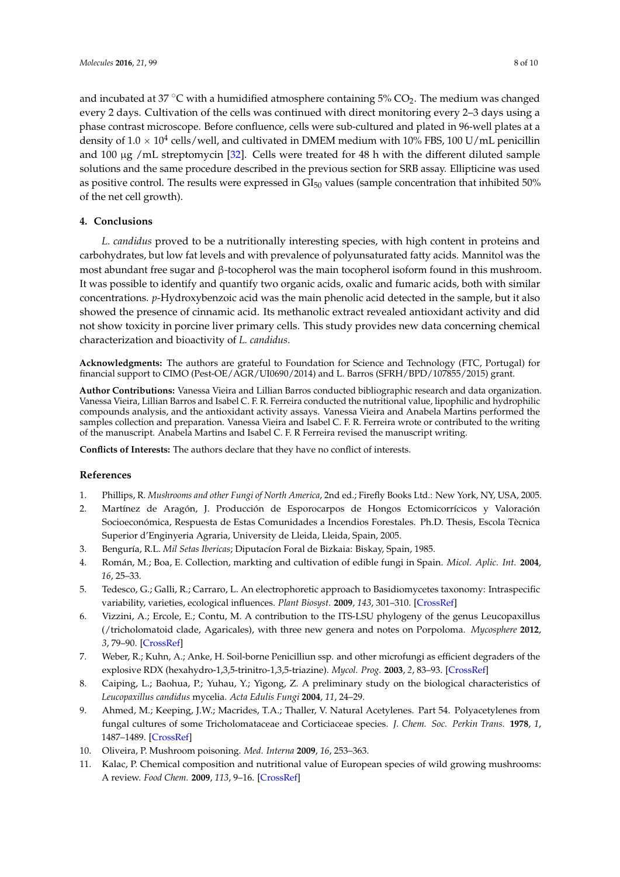and incubated at 37 °C with a humidified atmosphere containing 5% $CO_2$. The medium was changed every 2 days. Cultivation of the cells was continued with direct monitoring every 2–3 days using a phase contrast microscope. Before confluence, cells were sub-cultured and plated in 96-well plates at a density of $1.0 \times 10^4$ cells/well, and cultivated in DMEM medium with 10% FBS, 100 U/mL penicillin and 100 μg /mL streptomycin [32]. Cells were treated for 48 h with the different diluted sample solutions and the same procedure described in the previous section for SRB assay. Ellipticine was used as positive control. The results were expressed in $GI_{50}$ values (sample concentration that inhibited 50% of the net cell growth).

## 4. Conclusions

*L. candidus* proved to be a nutritionally interesting species, with high content in proteins and carbohydrates, but low fat levels and with prevalence of polyunsaturated fatty acids. Mannitol was the most abundant free sugar and β-tocopherol was the main tocopherol isoform found in this mushroom. It was possible to identify and quantify two organic acids, oxalic and fumaric acids, both with similar concentrations. *p*-Hydroxybenzoic acid was the main phenolic acid detected in the sample, but it also showed the presence of cinnamic acid. Its methanolic extract revealed antioxidant activity and did not show toxicity in porcine liver primary cells. This study provides new data concerning chemical characterization and bioactivity of *L. candidus*.

**Acknowledgments:** The authors are grateful to Foundation for Science and Technology (FTC, Portugal) for financial support to CIMO (Pest-OE/AGR/UI0690/2014) and L. Barros (SFRH/BPD/107855/2015) grant.

**Author Contributions:** Vanessa Vieira and Lillian Barros conducted bibliographic research and data organization. Vanessa Vieira, Lillian Barros and Isabel C. F. R. Ferreira conducted the nutritional value, lipophilic and hydrophilic compounds analysis, and the antioxidant activity assays. Vanessa Vieira and Anabela Martins performed the samples collection and preparation. Vanessa Vieira and Isabel C. F. R. Ferreira wrote or contributed to the writing of the manuscript. Anabela Martins and Isabel C. F. R Ferreira revised the manuscript writing.

**Conflicts of Interests:** The authors declare that they have no conflict of interests.

## References

1. Phillips, R. *Mushrooms and other Fungi of North America*, 2nd ed.; Firefly Books Ltd.: New York, NY, USA, 2005.
2. Martínez de Aragón, J. Producción de Esporocarpos de Hongos Ectomicorrícicos y Valoración Socioeconómica, Respuesta de Estas Comunidades a Incendios Forestales. Ph.D. Thesis, Escola Tècnica Superior d'Enginyeria Agraria, University de Lleida, Lleida, Spain, 2005.
3. Benguría, R.L. *Mil Setas Ibericas*; Diputacíon Foral de Bizkaia: Biskay, Spain, 1985.
4. Román, M.; Boa, E. Collection, markting and cultivation of edible fungi in Spain. *Micol. Aplic. Int.* **2004**, *16*, 25–33.
5. Tedesco, G.; Galli, R.; Carraro, L. An electrophoretic approach to Basidiomycetes taxonomy: Intraspecific variability, varieties, ecological influences. *Plant Biosyst.* **2009**, *143*, 301–310. [CrossRef]
6. Vizzini, A.; Ercole, E.; Contu, M. A contribution to the ITS-LSU phylogeny of the genus Leucopaxillus (/tricholomatoid clade, Agaricales), with three new genera and notes on Porpoloma. *Mycosphere* **2012**, *3*, 79–90. [CrossRef]
7. Weber, R.; Kuhn, A.; Anke, H. Soil-borne Penicilliun ssp. and other microfungi as efficient degraders of the explosive RDX (hexahydro-1,3,5-trinitro-1,3,5-triazine). *Mycol. Prog.* **2003**, *2*, 83–93. [CrossRef]
8. Caiping, L.; Baohua, P.; Yuhau, Y.; Yigong, Z. A preliminary study on the biological characteristics of *Leucopaxillus candidus* mycelia. *Acta Edulis Fungi* **2004**, *11*, 24–29.
9. Ahmed, M.; Keeping, J.W.; Macrides, T.A.; Thaller, V. Natural Acetylenes. Part 54. Polyacetylenes from fungal cultures of some Tricholomataceae and Corticiaceae species. *J. Chem. Soc. Perkin Trans.* **1978**, *1*, 1487–1489. [CrossRef]
10. Oliveira, P. Mushroom poisoning. *Med. Interna* **2009**, *16*, 253–363.
11. Kalac, P. Chemical composition and nutritional value of European species of wild growing mushrooms: A review. *Food Chem.* **2009**, *113*, 9–16. [CrossRef]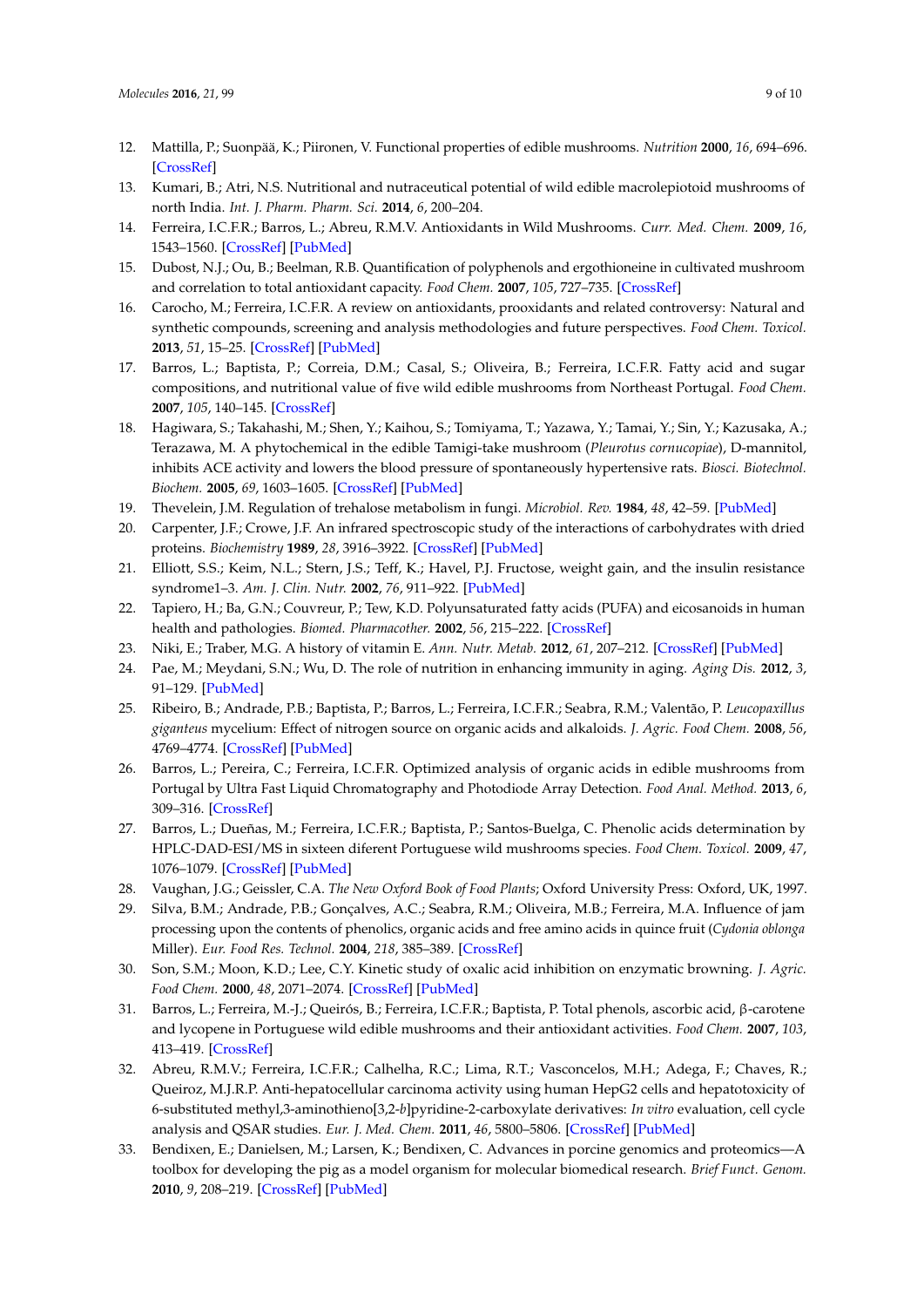12. Mattila, P.; Suonpää, K.; Piironen, V. Functional properties of edible mushrooms. *Nutrition* **2000**, *16*, 694–696. [CrossRef]
13. Kumari, B.; Atri, N.S. Nutritional and nutraceutical potential of wild edible macrolepiotoid mushrooms of north India. *Int. J. Pharm. Pharm. Sci.* **2014**, *6*, 200–204.
14. Ferreira, I.C.F.R.; Barros, L.; Abreu, R.M.V. Antioxidants in Wild Mushrooms. *Curr. Med. Chem.* **2009**, *16*, 1543–1560. [CrossRef] [PubMed]
15. Dubost, N.J.; Ou, B.; Beelman, R.B. Quantification of polyphenols and ergothioneine in cultivated mushroom and correlation to total antioxidant capacity. *Food Chem.* **2007**, *105*, 727–735. [CrossRef]
16. Carocho, M.; Ferreira, I.C.F.R. A review on antioxidants, prooxidants and related controversy: Natural and synthetic compounds, screening and analysis methodologies and future perspectives. *Food Chem. Toxicol.* **2013**, *51*, 15–25. [CrossRef] [PubMed]
17. Barros, L.; Baptista, P.; Correia, D.M.; Casal, S.; Oliveira, B.; Ferreira, I.C.F.R. Fatty acid and sugar compositions, and nutritional value of five wild edible mushrooms from Northeast Portugal. *Food Chem.* **2007**, *105*, 140–145. [CrossRef]
18. Hagiwara, S.; Takahashi, M.; Shen, Y.; Kaihou, S.; Tomiyama, T.; Yazawa, Y.; Tamai, Y.; Sin, Y.; Kazusaka, A.; Terazawa, M. A phytochemical in the edible Tamigi-take mushroom (*Pleurotus cornucopiae*), D-mannitol, inhibits ACE activity and lowers the blood pressure of spontaneously hypertensive rats. *Biosci. Biotechnol. Biochem.* **2005**, *69*, 1603–1605. [CrossRef] [PubMed]
19. Thevelein, J.M. Regulation of trehalose metabolism in fungi. *Microbiol. Rev.* **1984**, *48*, 42–59. [PubMed]
20. Carpenter, J.F.; Crowe, J.F. An infrared spectroscopic study of the interactions of carbohydrates with dried proteins. *Biochemistry* **1989**, *28*, 3916–3922. [CrossRef] [PubMed]
21. Elliott, S.S.; Keim, N.L.; Stern, J.S.; Teff, K.; Havel, P.J. Fructose, weight gain, and the insulin resistance syndrome1–3. *Am. J. Clin. Nutr.* **2002**, *76*, 911–922. [PubMed]
22. Tapiero, H.; Ba, G.N.; Couvreur, P.; Tew, K.D. Polyunsaturated fatty acids (PUFA) and eicosanoids in human health and pathologies. *Biomed. Pharmacother.* **2002**, *56*, 215–222. [CrossRef]
23. Niki, E.; Traber, M.G. A history of vitamin E. *Ann. Nutr. Metab.* **2012**, *61*, 207–212. [CrossRef] [PubMed]
24. Pae, M.; Meydani, S.N.; Wu, D. The role of nutrition in enhancing immunity in aging. *Aging Dis.* **2012**, *3*, 91–129. [PubMed]
25. Ribeiro, B.; Andrade, P.B.; Baptista, P.; Barros, L.; Ferreira, I.C.F.R.; Seabra, R.M.; Valentão, P. *Leucopaxillus giganteus* mycelium: Effect of nitrogen source on organic acids and alkaloids. *J. Agric. Food Chem.* **2008**, *56*, 4769–4774. [CrossRef] [PubMed]
26. Barros, L.; Pereira, C.; Ferreira, I.C.F.R. Optimized analysis of organic acids in edible mushrooms from Portugal by Ultra Fast Liquid Chromatography and Photodiode Array Detection. *Food Anal. Method.* **2013**, *6*, 309–316. [CrossRef]
27. Barros, L.; Dueñas, M.; Ferreira, I.C.F.R.; Baptista, P.; Santos-Buelga, C. Phenolic acids determination by HPLC-DAD-ESI/MS in sixteen diferent Portuguese wild mushrooms species. *Food Chem. Toxicol.* **2009**, *47*, 1076–1079. [CrossRef] [PubMed]
28. Vaughan, J.G.; Geissler, C.A. *The New Oxford Book of Food Plants*; Oxford University Press: Oxford, UK, 1997.
29. Silva, B.M.; Andrade, P.B.; Gonçalves, A.C.; Seabra, R.M.; Oliveira, M.B.; Ferreira, M.A. Influence of jam processing upon the contents of phenolics, organic acids and free amino acids in quince fruit (*Cydonia oblonga* Miller). *Eur. Food Res. Technol.* **2004**, *218*, 385–389. [CrossRef]
30. Son, S.M.; Moon, K.D.; Lee, C.Y. Kinetic study of oxalic acid inhibition on enzymatic browning. *J. Agric. Food Chem.* **2000**, *48*, 2071–2074. [CrossRef] [PubMed]
31. Barros, L.; Ferreira, M.-J.; Queirós, B.; Ferreira, I.C.F.R.; Baptista, P. Total phenols, ascorbic acid, β-carotene and lycopene in Portuguese wild edible mushrooms and their antioxidant activities. *Food Chem.* **2007**, *103*, 413–419. [CrossRef]
32. Abreu, R.M.V.; Ferreira, I.C.F.R.; Calhelha, R.C.; Lima, R.T.; Vasconcelos, M.H.; Adega, F.; Chaves, R.; Queiroz, M.J.R.P. Anti-hepatocellular carcinoma activity using human HepG2 cells and hepatotoxicity of 6-substituted methyl,3-aminothieno[3,2-*b*]pyridine-2-carboxylate derivatives: *In vitro* evaluation, cell cycle analysis and QSAR studies. *Eur. J. Med. Chem.* **2011**, *46*, 5800–5806. [CrossRef] [PubMed]
33. Bendixen, E.; Danielsen, M.; Larsen, K.; Bendixen, C. Advances in porcine genomics and proteomics—A toolbox for developing the pig as a model organism for molecular biomedical research. *Brief Funct. Genom.* **2010**, *9*, 208–219. [CrossRef] [PubMed]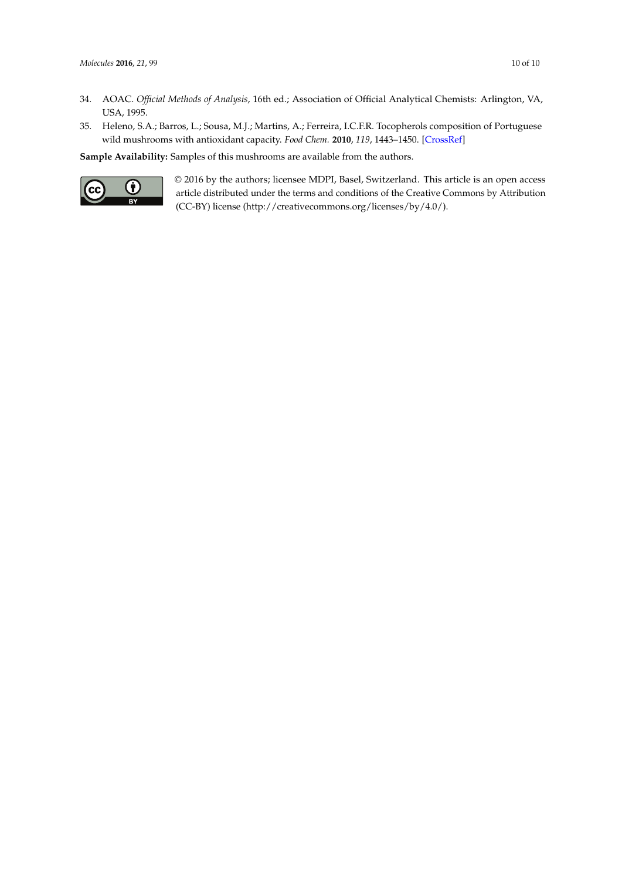34. AOAC. *Official Methods of Analysis*, 16th ed.; Association of Official Analytical Chemists: Arlington, VA, USA, 1995.
35. Heleno, S.A.; Barros, L.; Sousa, M.J.; Martins, A.; Ferreira, I.C.F.R. Tocopherols composition of Portuguese wild mushrooms with antioxidant capacity. *Food Chem.* **2010**, *119*, 1443–1450. [CrossRef]

**Sample Availability:** Samples of this mushrooms are available from the authors.

© 2016 by the authors; licensee MDPI, Basel, Switzerland. This article is an open access article distributed under the terms and conditions of the Creative Commons by Attribution (CC-BY) license (http://creativecommons.org/licenses/by/4.0/).